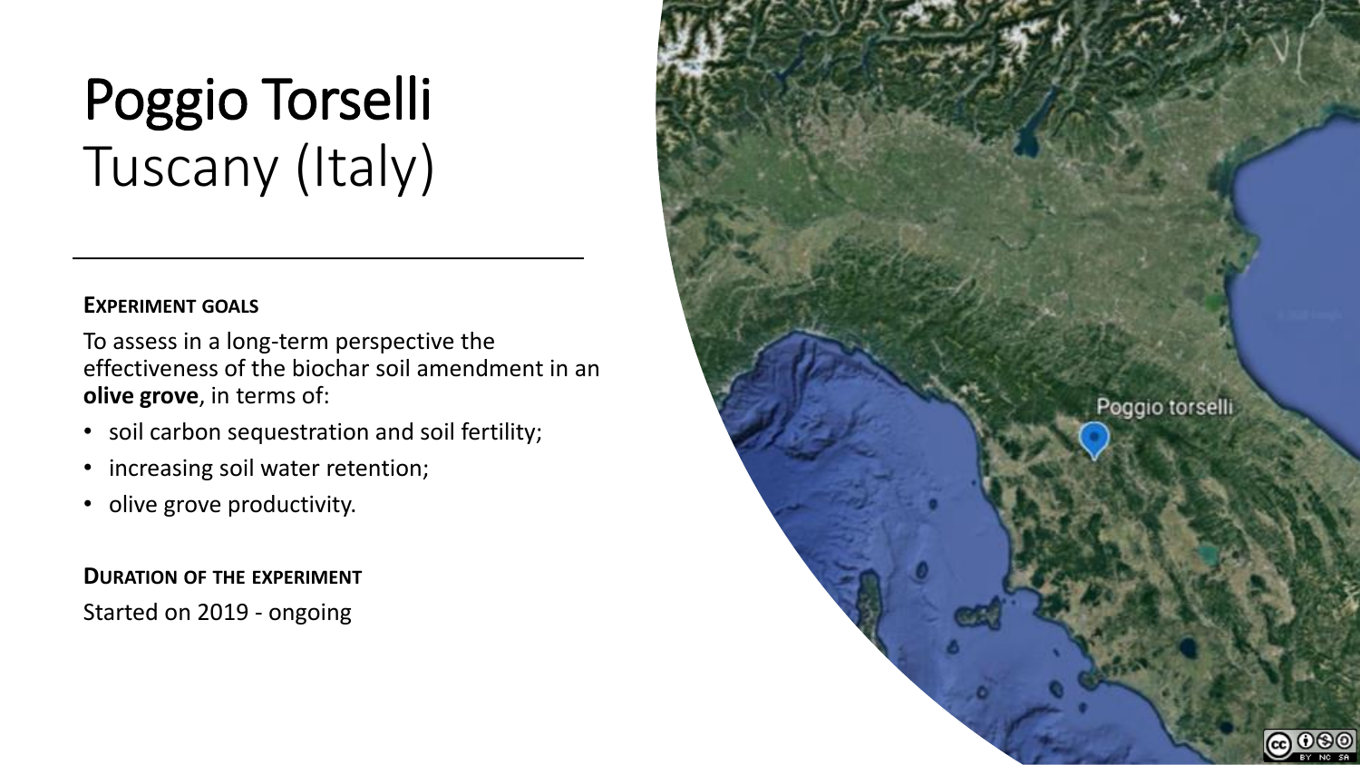# Poggio Torselli
## Tuscany (Italy)

**EXPERIMENT GOALS**

To assess in a long-term perspective the effectiveness of the biochar soil amendment in an **olive grove**, in terms of:

- soil carbon sequestration and soil fertility;
- increasing soil water retention;
- olive grove productivity.

**DURATION OF THE EXPERIMENT**

Started on 2019 - ongoing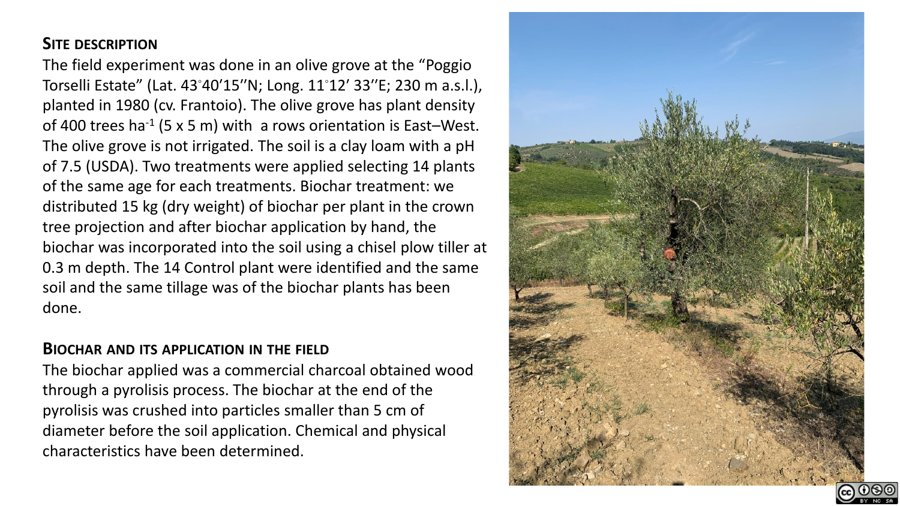## Site description

The field experiment was done in an olive grove at the "Poggio Torselli Estate" (Lat. 43°40'15''N; Long. 11°12' 33''E; 230 m a.s.l.), planted in 1980 (cv. Frantoio). The olive grove has plant density of 400 trees ha$^{-1}$ (5 x 5 m) with a rows orientation is East–West. The olive grove is not irrigated. The soil is a clay loam with a pH of 7.5 (USDA). Two treatments were applied selecting 14 plants of the same age for each treatments. Biochar treatment: we distributed 15 kg (dry weight) of biochar per plant in the crown tree projection and after biochar application by hand, the biochar was incorporated into the soil using a chisel plow tiller at 0.3 m depth. The 14 Control plant were identified and the same soil and the same tillage was of the biochar plants has been done.

## Biochar and its application in the field

The biochar applied was a commercial charcoal obtained wood through a pyrolisis process. The biochar at the end of the pyrolisis was crushed into particles smaller than 5 cm of diameter before the soil application. Chemical and physical characteristics have been determined.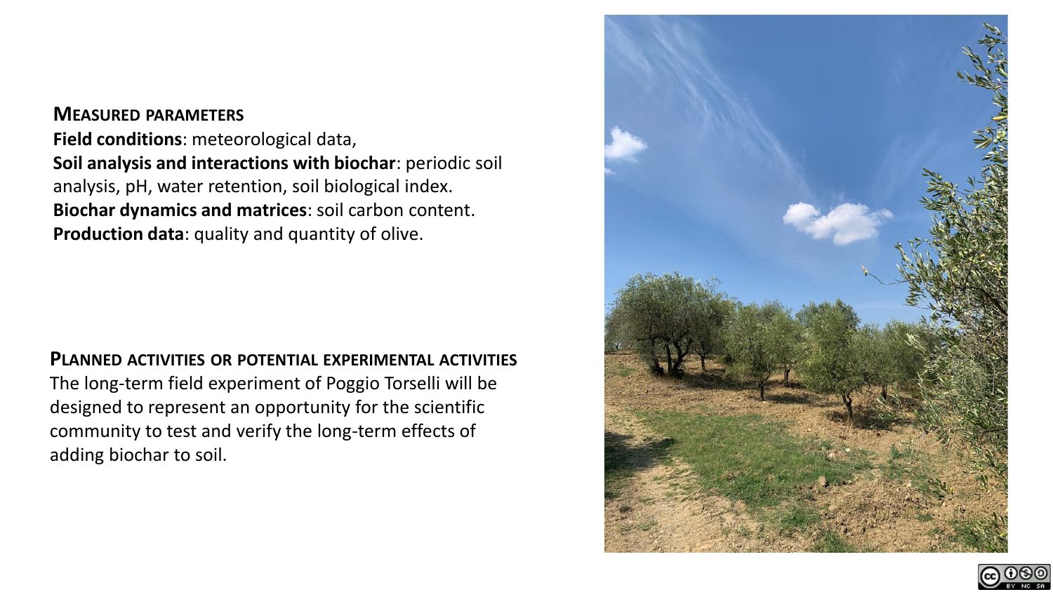## Measured parameters

**Field conditions**: meteorological data,
**Soil analysis and interactions with biochar**: periodic soil analysis, pH, water retention, soil biological index.
**Biochar dynamics and matrices**: soil carbon content.
**Production data**: quality and quantity of olive.

## Planned activities or potential experimental activities

The long-term field experiment of Poggio Torselli will be designed to represent an opportunity for the scientific community to test and verify the long-term effects of adding biochar to soil.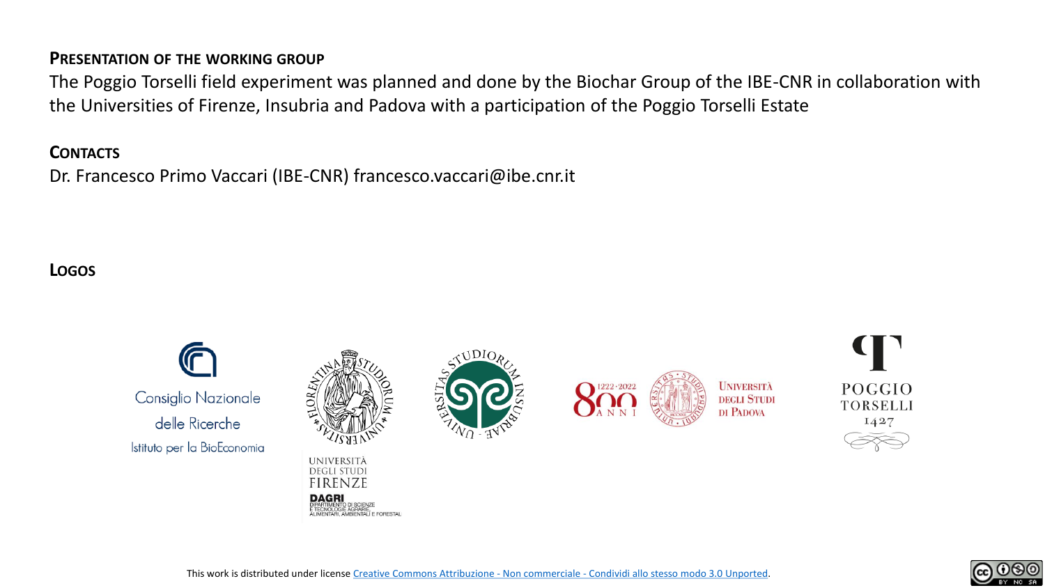## Presentation of the working group

The Poggio Torselli field experiment was planned and done by the Biochar Group of the IBE-CNR in collaboration with the Universities of Firenze, Insubria and Padova with a participation of the Poggio Torselli Estate

## Contacts

Dr. Francesco Primo Vaccari (IBE-CNR) francesco.vaccari@ibe.cnr.it

## Logos

Consiglio Nazionale delle Ricerche
Istituto per la BioEconomia

Università degli Studi Firenze
DAGRI
Dipartimento di Scienze e Tecnologie Agrarie, Alimentari, Ambientali e Forestali

Universitas Studiorum Insubriae

1222-2022 800 Anni
Università degli Studi di Padova

Poggio Torselli 1427

This work is distributed under license [Creative Commons Attribuzione - Non commerciale - Condividi allo stesso modo 3.0 Unported](Creative Commons Attribuzione - Non commerciale - Condividi allo stesso modo 3.0 Unported).